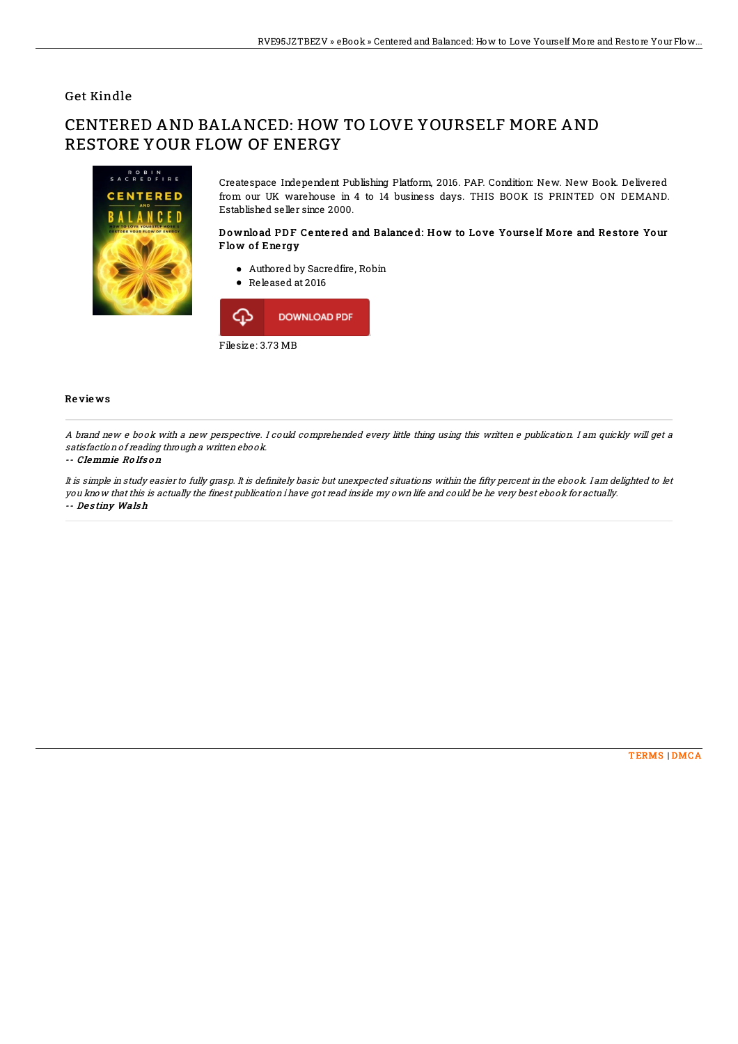Get Kindle

# CENTERED AND BALANCED: HOW TO LOVE YOURSELF MORE AND RESTORE YOUR FLOW OF ENERGY

Createspace Independent Publishing Platform, 2016. PAP. Condition: New. New Book. Delivered from our UK warehouse in 4 to 14 business days. THIS BOOK IS PRINTED ON DEMAND. Established seller since 2000.

### Download PDF Centered and Balanced: How to Love Yourself More and Restore Your Flow of Energy

- Authored by Sacredfire, Robin
- Released at 2016

DOWNLOAD PDF

Filesize: 3.73 MB

## Reviews

*A brand new e book with a new perspective. I could comprehended every little thing using this written e publication. I am quickly will get a satisfaction of reading through a written ebook.*

-- ***Clemmie Rolfson***

*It is simple in study easier to fully grasp. It is definitely basic but unexpected situations within the fifty percent in the ebook. I am delighted to let you know that this is actually the finest publication i have got read inside my own life and could be he very best ebook for actually.*

-- ***Destiny Walsh***

TERMS | DMCA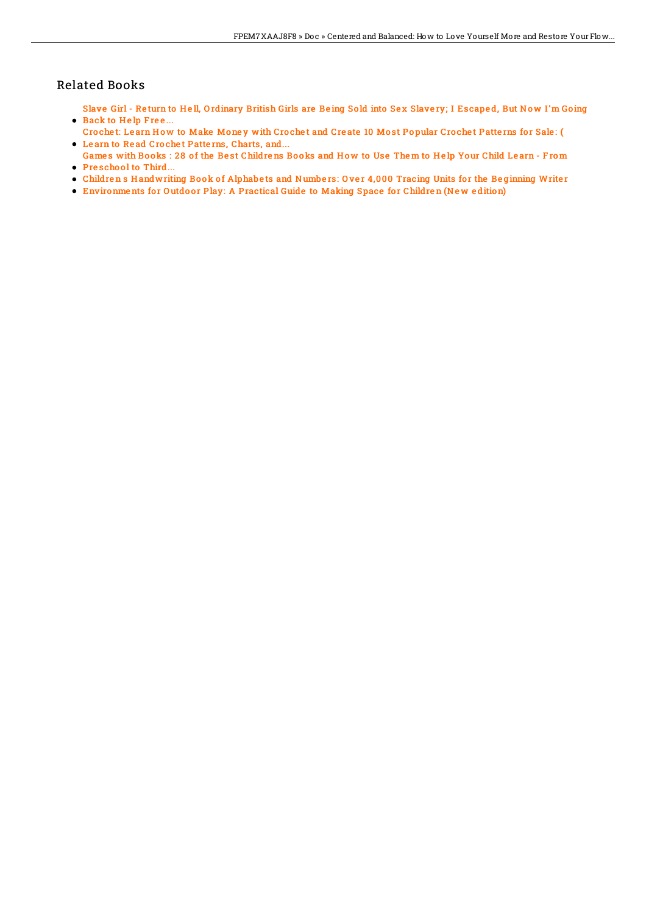## Related Books

- Slave Girl - Return to Hell, Ordinary British Girls are Being Sold into Sex Slavery; I Escaped, But Now I'm Going Back to Help Free...
- Crochet: Learn How to Make Money with Crochet and Create 10 Most Popular Crochet Patterns for Sale: ( Learn to Read Crochet Patterns, Charts, and...
- Games with Books : 28 of the Best Childrens Books and How to Use Them to Help Your Child Learn - From Preschool to Third...
- Children s Handwriting Book of Alphabets and Numbers: Over 4,000 Tracing Units for the Beginning Writer
- Environments for Outdoor Play: A Practical Guide to Making Space for Children (New edition)